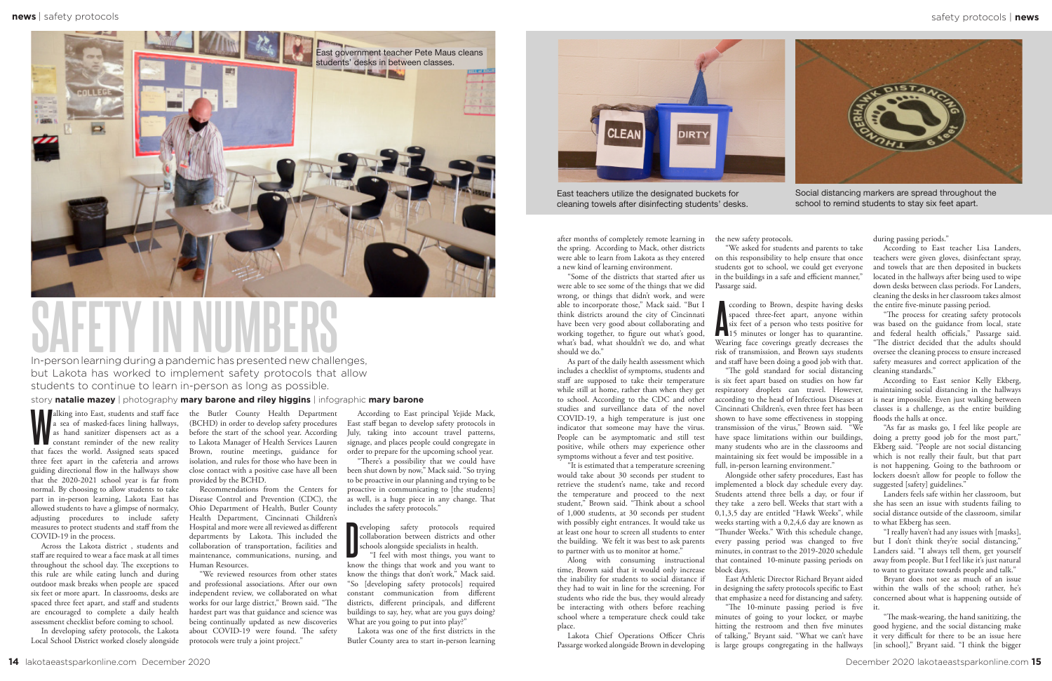# SAFETY IN NUMBERS

In-person learning during a pandemic has presented new challenges, but Lakota has worked to implement safety protocols that allow students to continue to learn in-person as long as possible.

story **natalie mazey** | photography **mary barone and riley higgins** | infographic **mary barone**

East government teacher Pete Maus cleans students' desks in between classes.

East teachers utilize the designated buckets for cleaning towels after disinfecting students' desks.

Social distancing markers are spread throughout the school to remind students to stay six feet apart.

Walking into East, students and staff face a sea of masked-faces lining hallways, as hand sanitizer dispensers act as a constant reminder of the new reality that faces the world. Assigned seats spaced three feet apart in the cafeteria and arrows guiding directional flow in the hallways show that the 2020-2021 school year is far from normal. By choosing to allow students to take part in in-person learning, Lakota East has allowed students to have a glimpse of normalcy, adjusting procedures to include safety measures to protect students and staff from the COVID-19 in the process.

Across the Lakota district , students and staff are required to wear a face mask at all times throughout the school day. The exceptions to this rule are while eating lunch and during outdoor mask breaks when people are spaced six feet or more apart. In classrooms, desks are spaced three feet apart, and staff and students are encouraged to complete a daily health assessment checklist before coming to school.

In developing safety protocols, the Lakota Local School District worked closely alongside the Butler County Health Department (BCHD) in order to develop safety procedures before the start of the school year. According to Lakota Manager of Health Services Lauren Brown, routine meetings, guidance for isolation, and rules for those who have been in close contact with a positive case have all been provided by the BCHD.

Recommendations from the Centers for Disease Control and Prevention (CDC), the Ohio Department of Health, Butler County Health Department, Cincinnati Children's Hospital and more were all reviewed as different departments by Lakota. This included the collaboration of transportation, facilities and maintenance, communications, nursing, and Human Resources.

"We reviewed resources from other states and professional associations. After our own independent review, we collaborated on what works for our large district," Brown said. "The hardest part was that guidance and science was being continually updated as new discoveries about COVID-19 were found. The safety protocols were truly a joint project."

According to East principal Yejide Mack, East staff began to develop safety protocols in July, taking into account travel patterns, signage, and places people could congregate in order to prepare for the upcoming school year.

"There's a possibility that we could have been shut down by now," Mack said. "So trying to be proactive in our planning and trying to be proactive in communicating to [the students] as well, is a huge piece in any change. That includes the safety protocols."

Developing safety protocols required collaboration between districts and other schools alongside specialists in health.

"I feel with most things, you want to know the things that work and you want to know the things that don't work," Mack said. "So [developing safety protocols] required constant communication from different districts, different principals, and different buildings to say, hey, what are you guys doing? What are you going to put into play?"

Lakota was one of the first districts in the Butler County area to start in-person learning after months of completely remote learning in the spring. According to Mack, other districts were able to learn from Lakota as they entered a new kind of learning environment.

"Some of the districts that started after us were able to see some of the things that we did wrong, or things that didn't work, and were able to incorporate those," Mack said. "But I think districts around the city of Cincinnati have been very good about collaborating and working together, to figure out what's good, what's bad, what shouldn't we do, and what should we do."

As part of the daily health assessment which includes a checklist of symptoms, students and staff are supposed to take their temperature while still at home, rather than when they get to school. According to the CDC and other studies and surveillance data of the novel COVID-19, a high temperature is just one indicator that someone may have the virus. People can be asymptomatic and still test positive, while others may experience other symptoms without a fever and test positive.

"It is estimated that a temperature screening would take about 30 seconds per student to retrieve the student's name, take and record the temperature and proceed to the next student," Brown said. "Think about a school of 1,000 students, at 30 seconds per student with possibly eight entrances. It would take us at least one hour to screen all students to enter the building. We felt it was best to ask parents to partner with us to monitor at home."

Along with consuming instructional time, Brown said that it would only increase the inability for students to social distance if they had to wait in line for the screening. For students who ride the bus, they would already be interacting with others before reaching school where a temperature check could take place.

Lakota Chief Operations Officer Chris Passage worked alongside Brown in developing the new safety protocols.

"We asked for students and parents to take on this responsibility to help ensure that once students got to school, we could get everyone in the buildings in a safe and efficient manner," Passage said.

According to Brown, despite having desks spaced three-feet apart, anyone within six feet of a person who tests positive for 15 minutes or longer has to quarantine. Wearing face coverings greatly decreases the risk of transmission, and Brown says students and staff have been doing a good job with that.

"The gold standard for social distancing is six feet apart based on studies on how far respiratory droplets can travel. However, according to the head of Infectious Diseases at Cincinnati Children's, even three feet has been shown to have some effectiveness in stopping transmission of the virus," Brown said. "We have space limitations within our buildings, many students who are in the classrooms and maintaining six feet would be impossible in a full, in-person learning environment."

Alongside other safety procedures, East has implemented a block day schedule every day. Students attend three bells a day, or four if they take a zero bell. Weeks that start with a 0,1,3,5 day are entitled "Hawk Weeks", while weeks starting with a 0,2,4,6 day are known as "Thunder Weeks." With this schedule change, every passing period was changed to five minutes, in contrast to the 2019-2020 schedule that contained 10-minute passing periods on block days.

East Athletic Director Richard Bryant aided in designing the safety protocols specific to East that emphasize a need for distancing and safety.

"The 10-minute passing period is five minutes of going to your locker, or maybe hitting the restroom and then five minutes of talking," Bryant said. "What we can't have is large groups congregating in the hallways during passing periods."

According to East teacher Lisa Landers, teachers were given gloves, disinfectant spray, and towels that are then deposited in buckets located in the hallways after being used to wipe down desks between class periods. For Landers, cleaning the desks in her classroom takes almost the entire five-minute passing period.

"The process for creating safety protocols was based on the guidance from local, state and federal health officials," Passage said. "The district decided that the adults should oversee the cleaning process to ensure increased safety measures and correct application of the cleaning standards."

According to East senior Kelly Ekberg, maintaining social distancing in the hallways is near impossible. Even just walking between classes is a challenge, as the entire building floods the halls at once.

"As far as masks go, I feel like people are doing a pretty good job for the most part," Ekberg said. "People are not social distancing which is not really their fault, but that part is not happening. Going to the bathroom or lockers doesn't allow for people to follow the suggested [safety] guidelines."

Landers feels safe within her classroom, but she has seen an issue with students failing to social distance outside of the classroom, similar to what Ekberg has seen.

"I really haven't had any issues with [masks], but I don't think they're social distancing," Landers said. "I always tell them, get yourself away from people. But I feel like it's just natural to want to gravitate towards people and talk."

Bryant does not see as much of an issue within the walls of the school; rather, he's concerned about what is happening outside of it.

"The mask-wearing, the hand sanitizing, the good hygiene, and the social distancing make it very difficult for there to be an issue here [in school]," Bryant said. "I think the bigger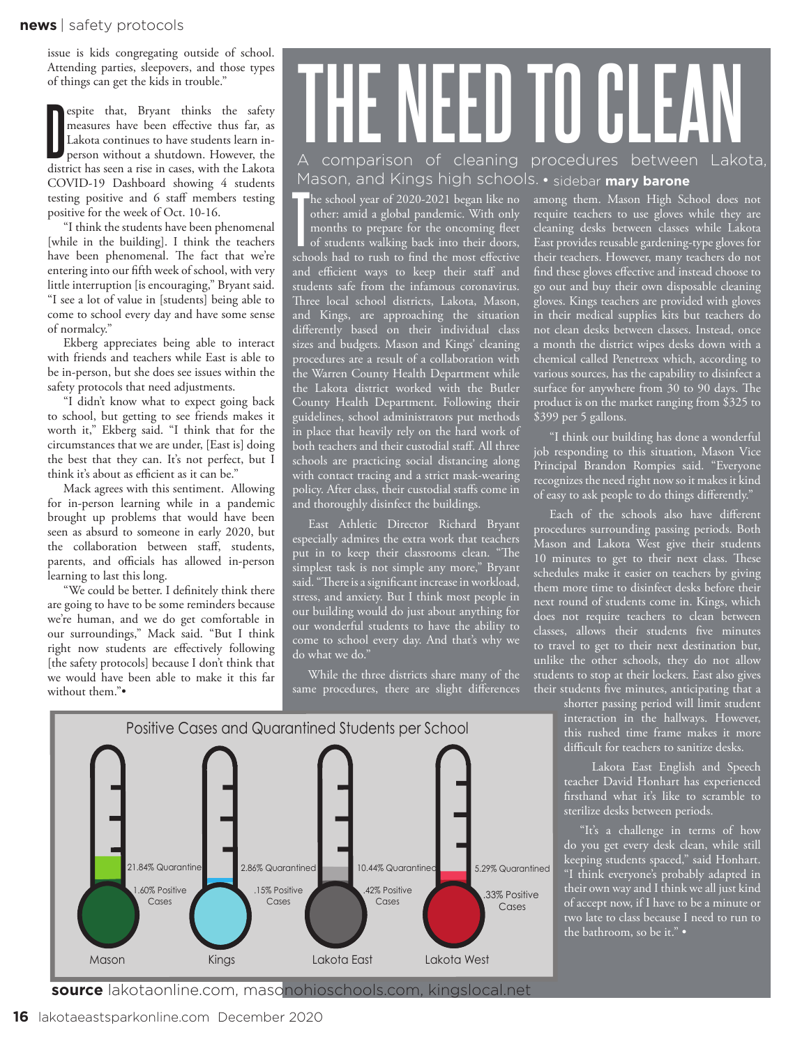issue is kids congregating outside of school. Attending parties, sleepovers, and those types of things can get the kids in trouble."

Despite that, Bryant thinks the safety measures have been effective thus far, as Lakota continues to have students learn in-person without a shutdown. However, the district has seen a rise in cases, with the Lakota COVID-19 Dashboard showing 4 students testing positive and 6 staff members testing positive for the week of Oct. 10-16.

"I think the students have been phenomenal [while in the building]. I think the teachers have been phenomenal. The fact that we're entering into our fifth week of school, with very little interruption [is encouraging," Bryant said. "I see a lot of value in [students] being able to come to school every day and have some sense of normalcy."

Ekberg appreciates being able to interact with friends and teachers while East is able to be in-person, but she does see issues within the safety protocols that need adjustments.

"I didn't know what to expect going back to school, but getting to see friends makes it worth it," Ekberg said. "I think that for the circumstances that we are under, [East is] doing the best that they can. It's not perfect, but I think it's about as efficient as it can be."

Mack agrees with this sentiment. Allowing for in-person learning while in a pandemic brought up problems that would have been seen as absurd to someone in early 2020, but the collaboration between staff, students, parents, and officials has allowed in-person learning to last this long.

"We could be better. I definitely think there are going to have to be some reminders because we're human, and we do get comfortable in our surroundings," Mack said. "But I think right now students are effectively following [the safety protocols] because I don't think that we would have been able to make it this far without them."•

# THE NEED TO CLEAN

A comparison of cleaning procedures between Lakota, Mason, and Kings high schools. • sidebar **mary barone**

The school year of 2020-2021 began like no other: amid a global pandemic. With only months to prepare for the oncoming fleet of students walking back into their doors, schools had to rush to find the most effective and efficient ways to keep their staff and students safe from the infamous coronavirus. Three local school districts, Lakota, Mason, and Kings, are approaching the situation differently based on their individual class sizes and budgets. Mason and Kings' cleaning procedures are a result of a collaboration with the Warren County Health Department while the Lakota district worked with the Butler County Health Department. Following their guidelines, school administrators put methods in place that heavily rely on the hard work of both teachers and their custodial staff. All three schools are practicing social distancing along with contact tracing and a strict mask-wearing policy. After class, their custodial staffs come in and thoroughly disinfect the buildings.

East Athletic Director Richard Bryant especially admires the extra work that teachers put in to keep their classrooms clean. "The simplest task is not simple any more," Bryant said. "There is a significant increase in workload, stress, and anxiety. But I think most people in our building would do just about anything for our wonderful students to have the ability to come to school every day. And that's why we do what we do."

While the three districts share many of the same procedures, there are slight differences among them. Mason High School does not require teachers to use gloves while they are cleaning desks between classes while Lakota East provides reusable gardening-type gloves for their teachers. However, many teachers do not find these gloves effective and instead choose to go out and buy their own disposable cleaning gloves. Kings teachers are provided with gloves in their medical supplies kits but teachers do not clean desks between classes. Instead, once a month the district wipes desks down with a chemical called Penetrexx which, according to various sources, has the capability to disinfect a surface for anywhere from 30 to 90 days. The product is on the market ranging from $325 to $399 per 5 gallons.

"I think our building has done a wonderful job responding to this situation, Mason Vice Principal Brandon Rompies said. "Everyone recognizes the need right now so it makes it kind of easy to ask people to do things differently."

Each of the schools also have different procedures surrounding passing periods. Both Mason and Lakota West give their students 10 minutes to get to their next class. These schedules make it easier on teachers by giving them more time to disinfect desks before their next round of students come in. Kings, which does not require teachers to clean between classes, allows their students five minutes to travel to get to their next destination but, unlike the other schools, they do not allow students to stop at their lockers. East also gives their students five minutes, anticipating that a shorter passing period will limit student interaction in the hallways. However, this rushed time frame makes it more difficult for teachers to sanitize desks.

Lakota East English and Speech teacher David Honhart has experienced firsthand what it's like to scramble to sterilize desks between periods.

"It's a challenge in terms of how do you get every desk clean, while still keeping students spaced," said Honhart. "I think everyone's probably adapted in their own way and I think we all just kind of accept now, if I have to be a minute or two late to class because I need to run to the bathroom, so be it." •

Positive Cases and Quarantined Students per School

Mason: 21.84% Quarantine, 1.60% Positive Cases

Kings: 2.86% Quarantined, .15% Positive Cases

Lakota East: 10.44% Quarantined, .42% Positive Cases

Lakota West: 5.29% Quarantined, .33% Positive Cases

**source** lakotaonline.com, masonohioschools.com, kingslocal.net